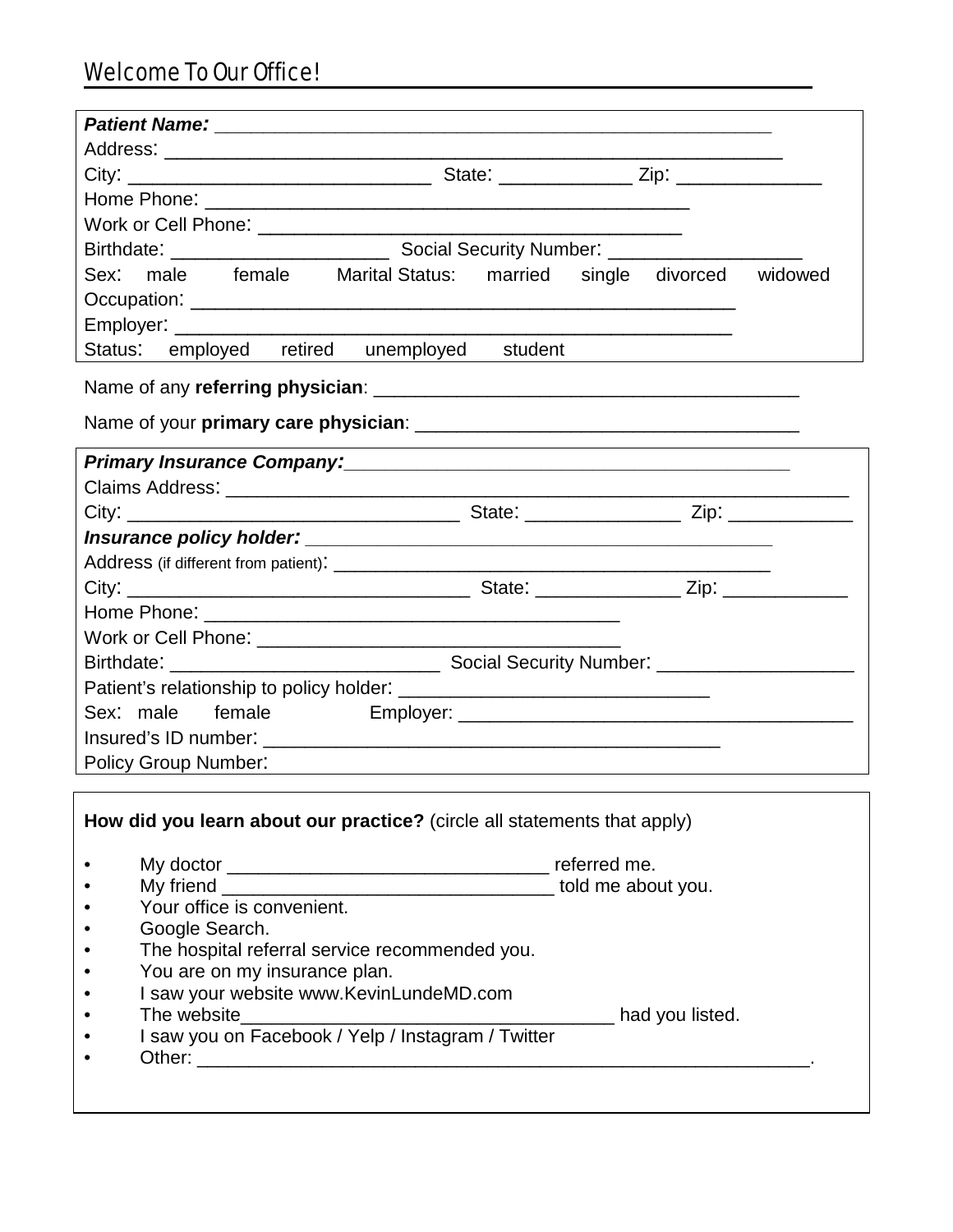## Welcome To Our Office!

***Patient Name:*** ______________________________________________________

Address: ______________________________________________________

City: ___________________________ State: ____________ Zip: _____________

Home Phone: ___________________________________________

Work or Cell Phone: ______________________________________

Birthdate: ___________________ Social Security Number: _________________

Sex: male female Marital Status: married single divorced widowed

Occupation: ________________________________________________

Employer: _________________________________________________

Status: employed retired unemployed student

Name of any **referring physician**: ________________________________________

Name of your **primary care physician**: ____________________________________

***Primary Insurance Company:***___________________________________________

Claims Address: _______________________________________________________

City: _____________________________ State: ______________ Zip: ___________

***Insurance policy holder:*** ______________________________________________

Address (if different from patient): _______________________________________

City: ______________________________ State: _____________ Zip: ___________

Home Phone: _____________________________________

Work or Cell Phone: _______________________________

Birthdate: ________________________ Social Security Number: __________________

Patient's relationship to policy holder: ____________________________

Sex: male female Employer: ___________________________________

Insured's ID number: _________________________________________

Policy Group Number:

**How did you learn about our practice?** (circle all statements that apply)

- My doctor ______________________________ referred me.
- My friend ______________________________ told me about you.
- Your office is convenient.
- Google Search.
- The hospital referral service recommended you.
- You are on my insurance plan.
- I saw your website www.KevinLundeMD.com
- The website___________________________________ had you listed.
- I saw you on Facebook / Yelp / Instagram / Twitter
- Other: ________________________________________________________.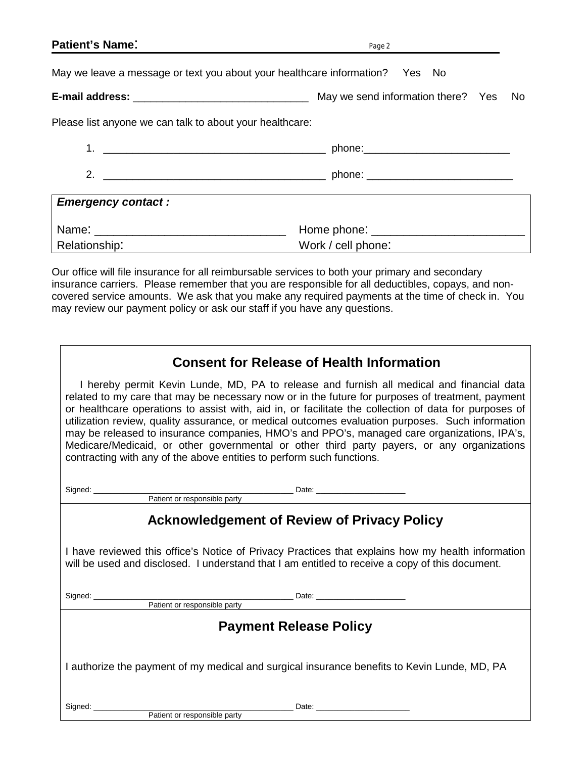**Patient's Name:**

May we leave a message or text you about your healthcare information? Yes No

**E-mail address:** ______________________________ May we send information there? Yes No

Please list anyone we can talk to about your healthcare:

1. ______________________________________ phone:________________________

2. ______________________________________ phone: ________________________

| ***Emergency contact :*** | |
|---|---|
| Name: ______________________________ | Home phone: ________________________ |
| Relationship: | Work / cell phone: |

Our office will file insurance for all reimbursable services to both your primary and secondary insurance carriers. Please remember that you are responsible for all deductibles, copays, and non-covered service amounts. We ask that you make any required payments at the time of check in. You may review our payment policy or ask our staff if you have any questions.

## Consent for Release of Health Information

I hereby permit Kevin Lunde, MD, PA to release and furnish all medical and financial data related to my care that may be necessary now or in the future for purposes of treatment, payment or healthcare operations to assist with, aid in, or facilitate the collection of data for purposes of utilization review, quality assurance, or medical outcomes evaluation purposes. Such information may be released to insurance companies, HMO's and PPO's, managed care organizations, IPA's, Medicare/Medicaid, or other governmental or other third party payers, or any organizations contracting with any of the above entities to perform such functions.

Signed: ____________________________________________ Date: ____________________
Patient or responsible party

## Acknowledgement of Review of Privacy Policy

I have reviewed this office's Notice of Privacy Practices that explains how my health information will be used and disclosed. I understand that I am entitled to receive a copy of this document.

Signed: ____________________________________________ Date: ____________________
Patient or responsible party

## Payment Release Policy

I authorize the payment of my medical and surgical insurance benefits to Kevin Lunde, MD, PA

Signed: ____________________________________________ Date: _____________________
Patient or responsible party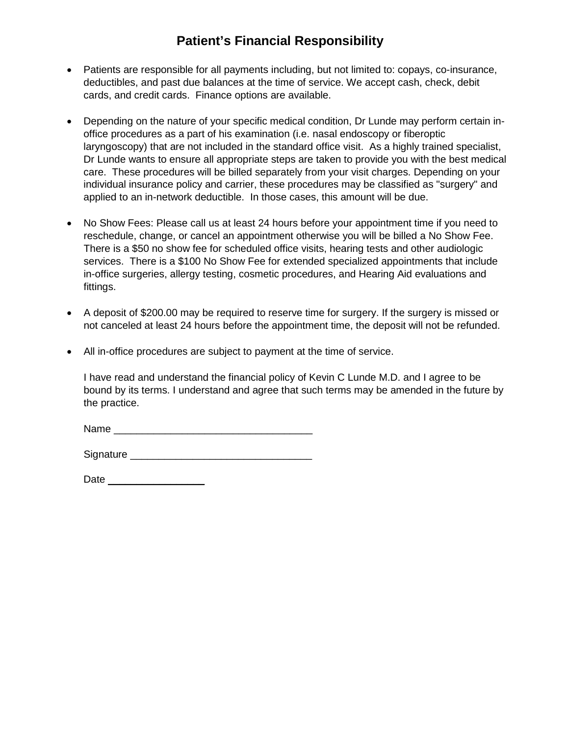# Patient's Financial Responsibility

- Patients are responsible for all payments including, but not limited to: copays, co-insurance, deductibles, and past due balances at the time of service. We accept cash, check, debit cards, and credit cards. Finance options are available.

- Depending on the nature of your specific medical condition, Dr Lunde may perform certain in-office procedures as a part of his examination (i.e. nasal endoscopy or fiberoptic laryngoscopy) that are not included in the standard office visit. As a highly trained specialist, Dr Lunde wants to ensure all appropriate steps are taken to provide you with the best medical care. These procedures will be billed separately from your visit charges. Depending on your individual insurance policy and carrier, these procedures may be classified as "surgery" and applied to an in-network deductible. In those cases, this amount will be due.

- No Show Fees: Please call us at least 24 hours before your appointment time if you need to reschedule, change, or cancel an appointment otherwise you will be billed a No Show Fee. There is a $50 no show fee for scheduled office visits, hearing tests and other audiologic services. There is a $100 No Show Fee for extended specialized appointments that include in-office surgeries, allergy testing, cosmetic procedures, and Hearing Aid evaluations and fittings.

- A deposit of $200.00 may be required to reserve time for surgery. If the surgery is missed or not canceled at least 24 hours before the appointment time, the deposit will not be refunded.

- All in-office procedures are subject to payment at the time of service.

I have read and understand the financial policy of Kevin C Lunde M.D. and I agree to be bound by its terms. I understand and agree that such terms may be amended in the future by the practice.

Name ___________________________________

Signature _______________________________

Date _________________